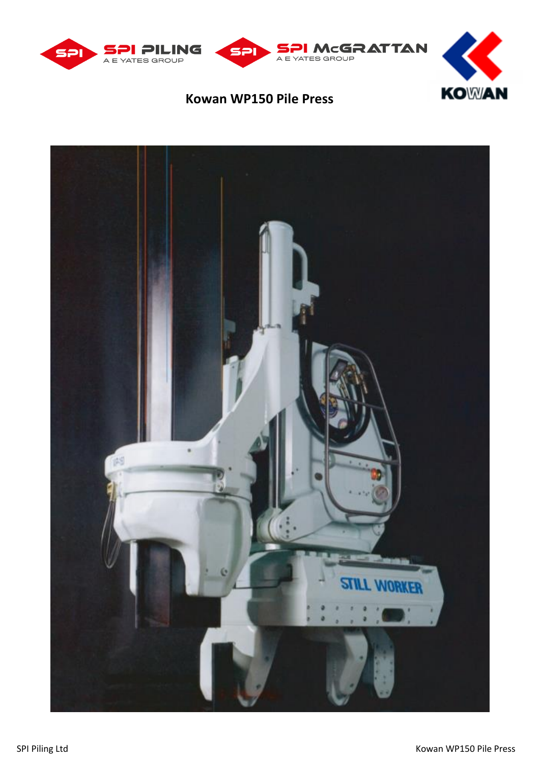# Kowan WP150 Pile Press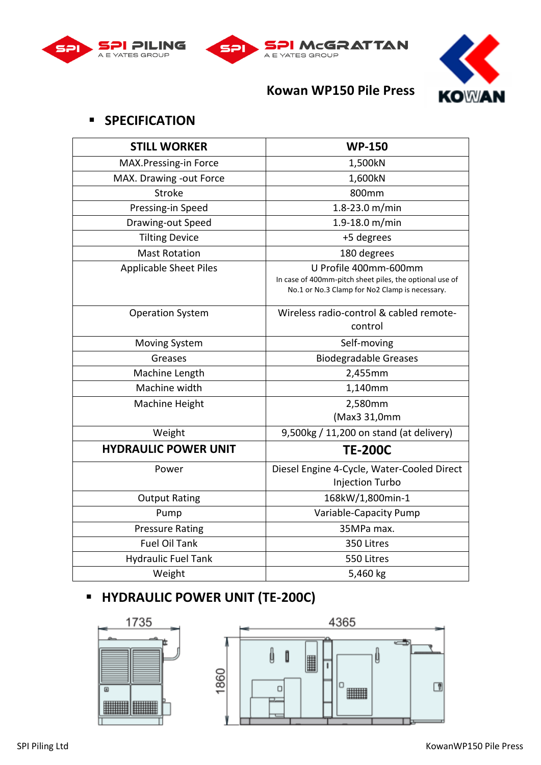# Kowan WP150 Pile Press

## SPECIFICATION

| STILL WORKER | WP-150 |
|---|---|
| MAX.Pressing-in Force | 1,500kN |
| MAX. Drawing -out Force | 1,600kN |
| Stroke | 800mm |
| Pressing-in Speed | 1.8-23.0 m/min |
| Drawing-out Speed | 1.9-18.0 m/min |
| Tilting Device | +5 degrees |
| Mast Rotation | 180 degrees |
| Applicable Sheet Piles | U Profile 400mm-600mm<br>In case of 400mm-pitch sheet piles, the optional use of No.1 or No.3 Clamp for No2 Clamp is necessary. |
| Operation System | Wireless radio-control & cabled remote-control |
| Moving System | Self-moving |
| Greases | Biodegradable Greases |
| Machine Length | 2,455mm |
| Machine width | 1,140mm |
| Machine Height | 2,580mm<br>(Max3 31,0mm |
| Weight | 9,500kg / 11,200 on stand (at delivery) |
| **HYDRAULIC POWER UNIT** | **TE-200C** |
| Power | Diesel Engine 4-Cycle, Water-Cooled Direct Injection Turbo |
| Output Rating | 168kW/1,800min-1 |
| Pump | Variable-Capacity Pump |
| Pressure Rating | 35MPa max. |
| Fuel Oil Tank | 350 Litres |
| Hydraulic Fuel Tank | 550 Litres |
| Weight | 5,460 kg |

## HYDRAULIC POWER UNIT (TE-200C)

1735

4365

1860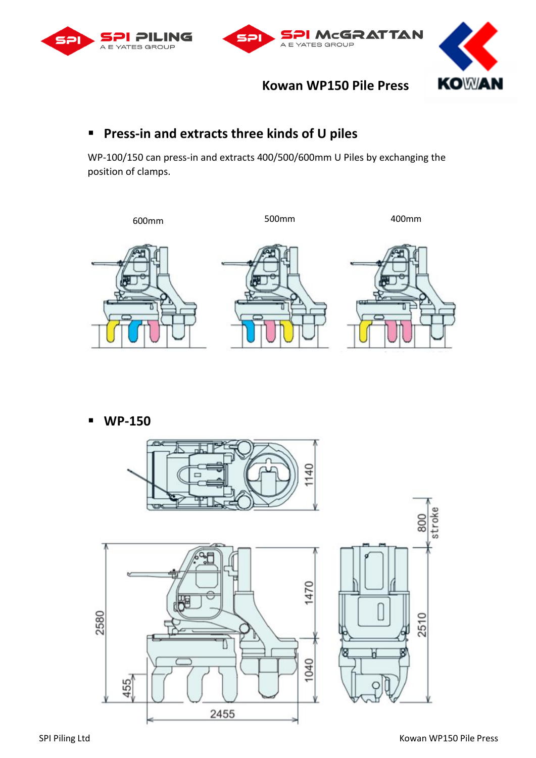## Kowan WP150 Pile Press

- **Press-in and extracts three kinds of U piles**

WP-100/150 can press-in and extracts 400/500/600mm U Piles by exchanging the position of clamps.

600mm 500mm 400mm

- **WP-150**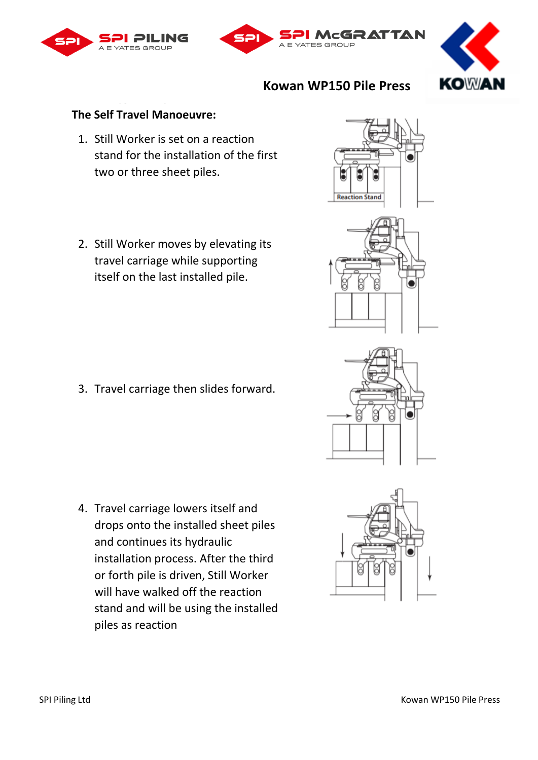## The Self Travel Manoeuvre:

1. Still Worker is set on a reaction stand for the installation of the first two or three sheet piles.

Reaction Stand

2. Still Worker moves by elevating its travel carriage while supporting itself on the last installed pile.

3. Travel carriage then slides forward.

4. Travel carriage lowers itself and drops onto the installed sheet piles and continues its hydraulic installation process. After the third or forth pile is driven, Still Worker will have walked off the reaction stand and will be using the installed piles as reaction